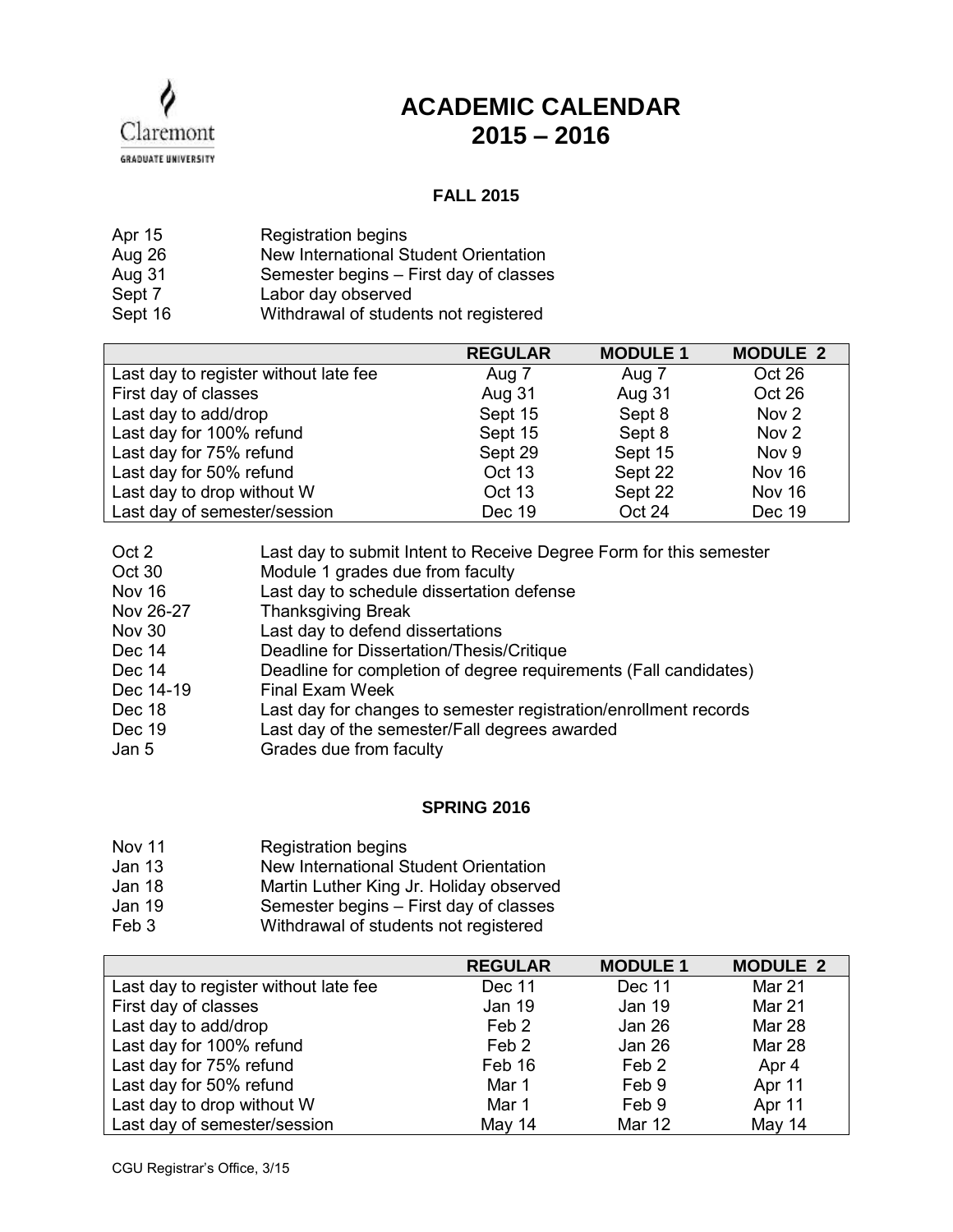Claremont GRADUATE UNIVERSITY

# ACADEMIC CALENDAR 2015 – 2016

## FALL 2015

| | |
|---|---|
| Apr 15 | Registration begins |
| Aug 26 | New International Student Orientation |
| Aug 31 | Semester begins – First day of classes |
| Sept 7 | Labor day observed |
| Sept 16 | Withdrawal of students not registered |

| | REGULAR | MODULE 1 | MODULE 2 |
|---|---|---|---|
| Last day to register without late fee | Aug 7 | Aug 7 | Oct 26 |
| First day of classes | Aug 31 | Aug 31 | Oct 26 |
| Last day to add/drop | Sept 15 | Sept 8 | Nov 2 |
| Last day for 100% refund | Sept 15 | Sept 8 | Nov 2 |
| Last day for 75% refund | Sept 29 | Sept 15 | Nov 9 |
| Last day for 50% refund | Oct 13 | Sept 22 | Nov 16 |
| Last day to drop without W | Oct 13 | Sept 22 | Nov 16 |
| Last day of semester/session | Dec 19 | Oct 24 | Dec 19 |

| | |
|---|---|
| Oct 2 | Last day to submit Intent to Receive Degree Form for this semester |
| Oct 30 | Module 1 grades due from faculty |
| Nov 16 | Last day to schedule dissertation defense |
| Nov 26-27 | Thanksgiving Break |
| Nov 30 | Last day to defend dissertations |
| Dec 14 | Deadline for Dissertation/Thesis/Critique |
| Dec 14 | Deadline for completion of degree requirements (Fall candidates) |
| Dec 14-19 | Final Exam Week |
| Dec 18 | Last day for changes to semester registration/enrollment records |
| Dec 19 | Last day of the semester/Fall degrees awarded |
| Jan 5 | Grades due from faculty |

## SPRING 2016

| | |
|---|---|
| Nov 11 | Registration begins |
| Jan 13 | New International Student Orientation |
| Jan 18 | Martin Luther King Jr. Holiday observed |
| Jan 19 | Semester begins – First day of classes |
| Feb 3 | Withdrawal of students not registered |

| | REGULAR | MODULE 1 | MODULE 2 |
|---|---|---|---|
| Last day to register without late fee | Dec 11 | Dec 11 | Mar 21 |
| First day of classes | Jan 19 | Jan 19 | Mar 21 |
| Last day to add/drop | Feb 2 | Jan 26 | Mar 28 |
| Last day for 100% refund | Feb 2 | Jan 26 | Mar 28 |
| Last day for 75% refund | Feb 16 | Feb 2 | Apr 4 |
| Last day for 50% refund | Mar 1 | Feb 9 | Apr 11 |
| Last day to drop without W | Mar 1 | Feb 9 | Apr 11 |
| Last day of semester/session | May 14 | Mar 12 | May 14 |

CGU Registrar's Office, 3/15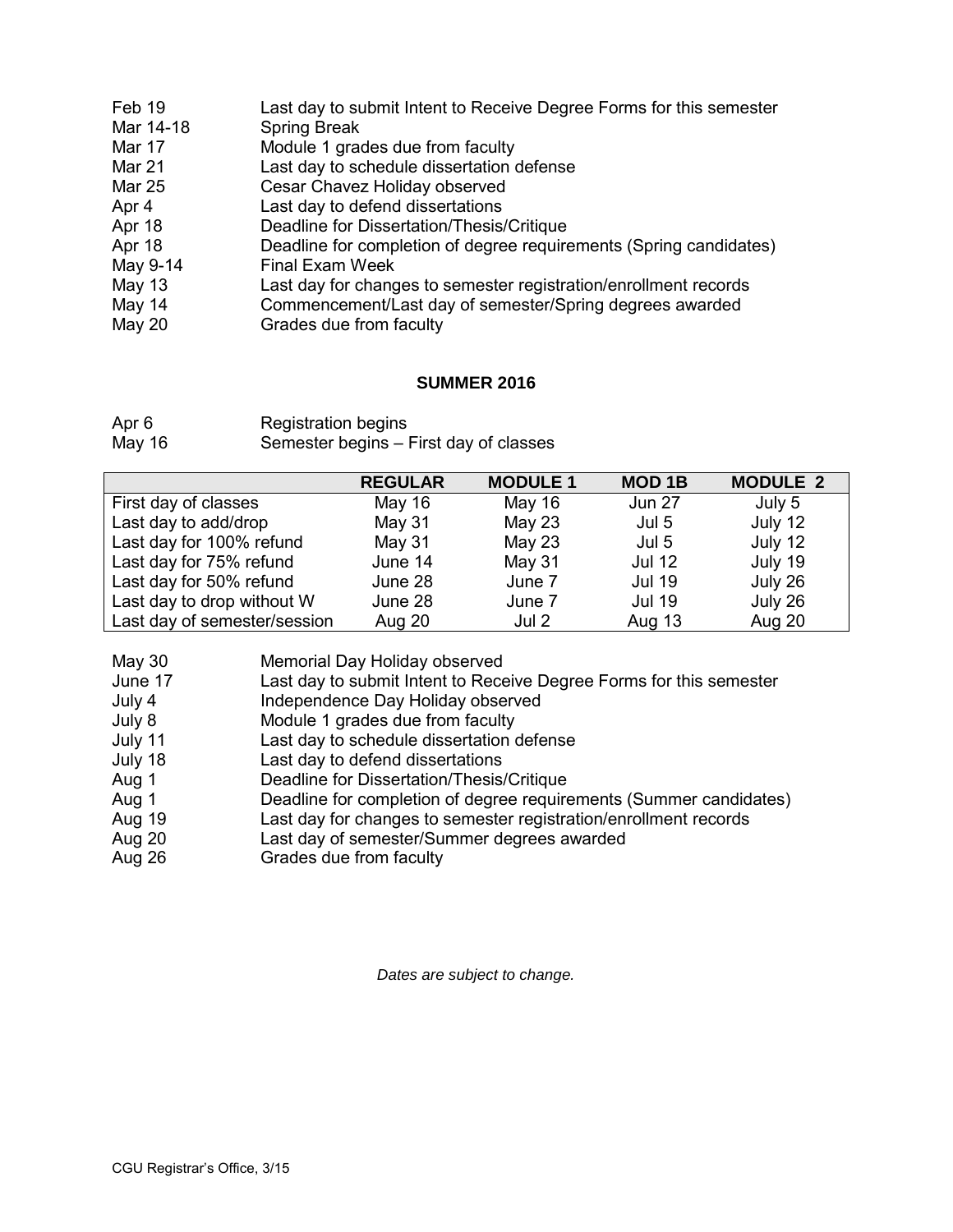| | |
|---|---|
| Feb 19 | Last day to submit Intent to Receive Degree Forms for this semester |
| Mar 14-18 | Spring Break |
| Mar 17 | Module 1 grades due from faculty |
| Mar 21 | Last day to schedule dissertation defense |
| Mar 25 | Cesar Chavez Holiday observed |
| Apr 4 | Last day to defend dissertations |
| Apr 18 | Deadline for Dissertation/Thesis/Critique |
| Apr 18 | Deadline for completion of degree requirements (Spring candidates) |
| May 9-14 | Final Exam Week |
| May 13 | Last day for changes to semester registration/enrollment records |
| May 14 | Commencement/Last day of semester/Spring degrees awarded |
| May 20 | Grades due from faculty |

## SUMMER 2016

| | |
|---|---|
| Apr 6 | Registration begins |
| May 16 | Semester begins – First day of classes |

| | REGULAR | MODULE 1 | MOD 1B | MODULE 2 |
|---|---|---|---|---|
| First day of classes | May 16 | May 16 | Jun 27 | July 5 |
| Last day to add/drop | May 31 | May 23 | Jul 5 | July 12 |
| Last day for 100% refund | May 31 | May 23 | Jul 5 | July 12 |
| Last day for 75% refund | June 14 | May 31 | Jul 12 | July 19 |
| Last day for 50% refund | June 28 | June 7 | Jul 19 | July 26 |
| Last day to drop without W | June 28 | June 7 | Jul 19 | July 26 |
| Last day of semester/session | Aug 20 | Jul 2 | Aug 13 | Aug 20 |

| | |
|---|---|
| May 30 | Memorial Day Holiday observed |
| June 17 | Last day to submit Intent to Receive Degree Forms for this semester |
| July 4 | Independence Day Holiday observed |
| July 8 | Module 1 grades due from faculty |
| July 11 | Last day to schedule dissertation defense |
| July 18 | Last day to defend dissertations |
| Aug 1 | Deadline for Dissertation/Thesis/Critique |
| Aug 1 | Deadline for completion of degree requirements (Summer candidates) |
| Aug 19 | Last day for changes to semester registration/enrollment records |
| Aug 20 | Last day of semester/Summer degrees awarded |
| Aug 26 | Grades due from faculty |

*Dates are subject to change.*

CGU Registrar's Office, 3/15